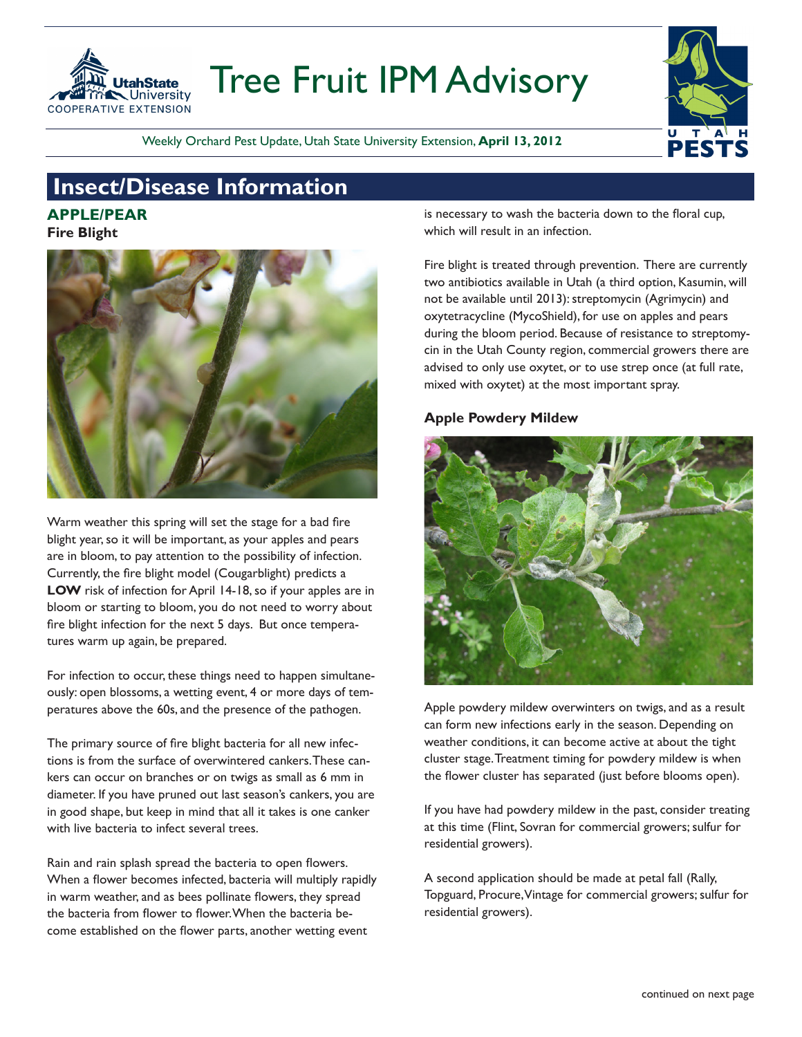# Tree Fruit IPM Advisory

Weekly Orchard Pest Update, Utah State University Extension, **April 13, 2012**

## Insect/Disease Information

### APPLE/PEAR

**Fire Blight**

Warm weather this spring will set the stage for a bad fire blight year, so it will be important, as your apples and pears are in bloom, to pay attention to the possibility of infection. Currently, the fire blight model (Cougarblight) predicts a **LOW** risk of infection for April 14-18, so if your apples are in bloom or starting to bloom, you do not need to worry about fire blight infection for the next 5 days. But once temperatures warm up again, be prepared.

For infection to occur, these things need to happen simultaneously: open blossoms, a wetting event, 4 or more days of temperatures above the 60s, and the presence of the pathogen.

The primary source of fire blight bacteria for all new infections is from the surface of overwintered cankers. These cankers can occur on branches or on twigs as small as 6 mm in diameter. If you have pruned out last season's cankers, you are in good shape, but keep in mind that all it takes is one canker with live bacteria to infect several trees.

Rain and rain splash spread the bacteria to open flowers. When a flower becomes infected, bacteria will multiply rapidly in warm weather, and as bees pollinate flowers, they spread the bacteria from flower to flower. When the bacteria become established on the flower parts, another wetting event is necessary to wash the bacteria down to the floral cup, which will result in an infection.

Fire blight is treated through prevention. There are currently two antibiotics available in Utah (a third option, Kasumin, will not be available until 2013): streptomycin (Agrimycin) and oxytetracycline (MycoShield), for use on apples and pears during the bloom period. Because of resistance to streptomycin in the Utah County region, commercial growers there are advised to only use oxytet, or to use strep once (at full rate, mixed with oxytet) at the most important spray.

**Apple Powdery Mildew**

Apple powdery mildew overwinters on twigs, and as a result can form new infections early in the season. Depending on weather conditions, it can become active at about the tight cluster stage. Treatment timing for powdery mildew is when the flower cluster has separated (just before blooms open).

If you have had powdery mildew in the past, consider treating at this time (Flint, Sovran for commercial growers; sulfur for residential growers).

A second application should be made at petal fall (Rally, Topguard, Procure, Vintage for commercial growers; sulfur for residential growers).

continued on next page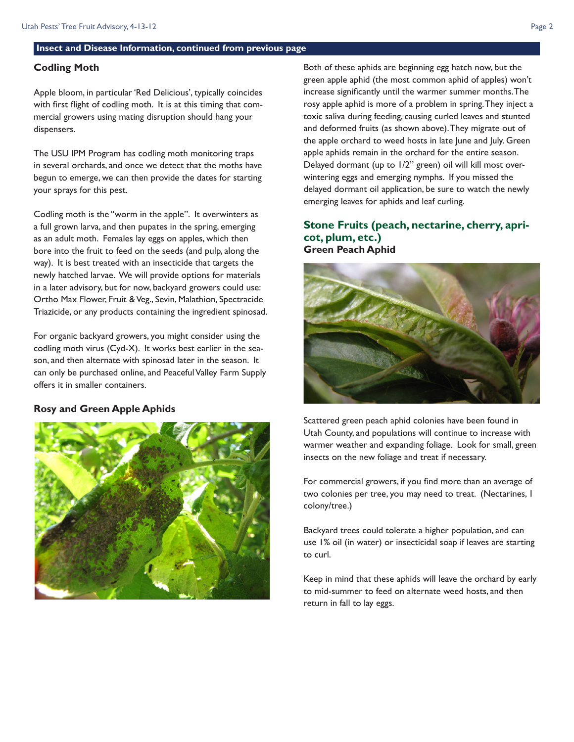## Insect and Disease Information, continued from previous page

### Codling Moth

Apple bloom, in particular 'Red Delicious', typically coincides with first flight of codling moth. It is at this timing that commercial growers using mating disruption should hang your dispensers.

The USU IPM Program has codling moth monitoring traps in several orchards, and once we detect that the moths have begun to emerge, we can then provide the dates for starting your sprays for this pest.

Codling moth is the "worm in the apple". It overwinters as a full grown larva, and then pupates in the spring, emerging as an adult moth. Females lay eggs on apples, which then bore into the fruit to feed on the seeds (and pulp, along the way). It is best treated with an insecticide that targets the newly hatched larvae. We will provide options for materials in a later advisory, but for now, backyard growers could use: Ortho Max Flower, Fruit & Veg., Sevin, Malathion, Spectracide Triazicide, or any products containing the ingredient spinosad.

For organic backyard growers, you might consider using the codling moth virus (Cyd-X). It works best earlier in the season, and then alternate with spinosad later in the season. It can only be purchased online, and Peaceful Valley Farm Supply offers it in smaller containers.

### Rosy and Green Apple Aphids

Both of these aphids are beginning egg hatch now, but the green apple aphid (the most common aphid of apples) won't increase significantly until the warmer summer months. The rosy apple aphid is more of a problem in spring. They inject a toxic saliva during feeding, causing curled leaves and stunted and deformed fruits (as shown above). They migrate out of the apple orchard to weed hosts in late June and July. Green apple aphids remain in the orchard for the entire season. Delayed dormant (up to 1/2" green) oil will kill most overwintering eggs and emerging nymphs. If you missed the delayed dormant oil application, be sure to watch the newly emerging leaves for aphids and leaf curling.

## Stone Fruits (peach, nectarine, cherry, apricot, plum, etc.)

### Green Peach Aphid

Scattered green peach aphid colonies have been found in Utah County, and populations will continue to increase with warmer weather and expanding foliage. Look for small, green insects on the new foliage and treat if necessary.

For commercial growers, if you find more than an average of two colonies per tree, you may need to treat. (Nectarines, 1 colony/tree.)

Backyard trees could tolerate a higher population, and can use 1% oil (in water) or insecticidal soap if leaves are starting to curl.

Keep in mind that these aphids will leave the orchard by early to mid-summer to feed on alternate weed hosts, and then return in fall to lay eggs.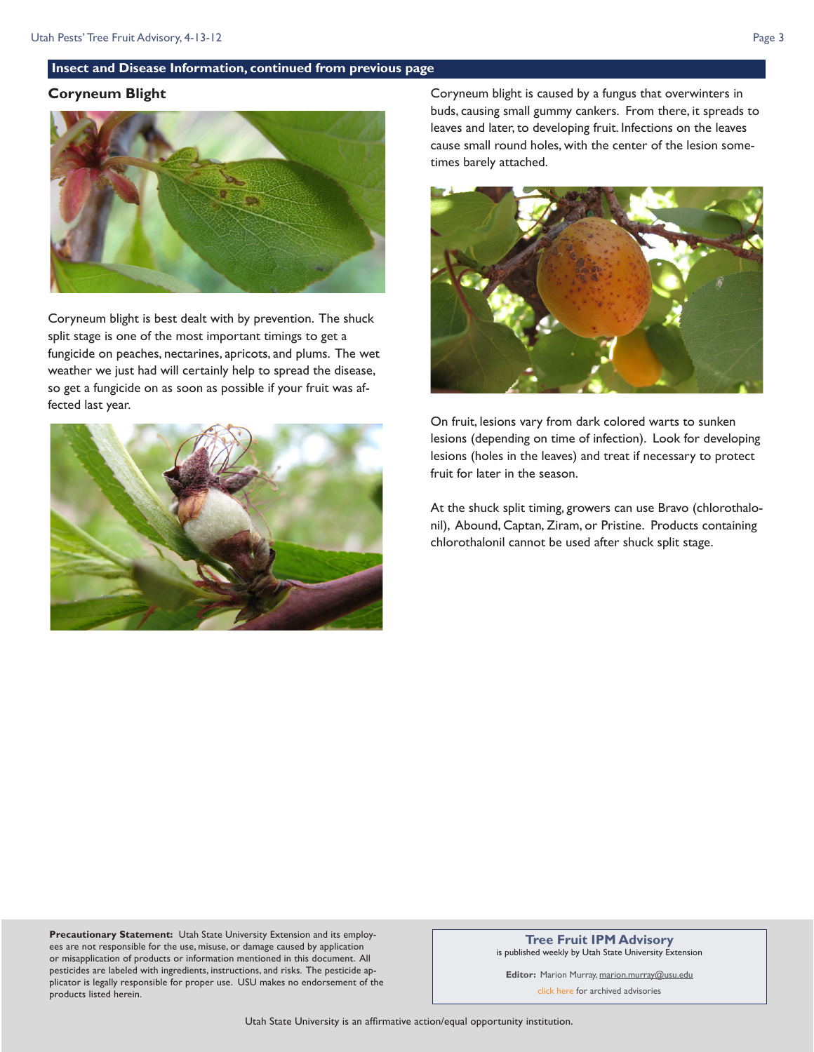## Insect and Disease Information, continued from previous page

### Coryneum Blight

Coryneum blight is best dealt with by prevention. The shuck split stage is one of the most important timings to get a fungicide on peaches, nectarines, apricots, and plums. The wet weather we just had will certainly help to spread the disease, so get a fungicide on as soon as possible if your fruit was affected last year.

Coryneum blight is caused by a fungus that overwinters in buds, causing small gummy cankers. From there, it spreads to leaves and later, to developing fruit. Infections on the leaves cause small round holes, with the center of the lesion sometimes barely attached.

On fruit, lesions vary from dark colored warts to sunken lesions (depending on time of infection). Look for developing lesions (holes in the leaves) and treat if necessary to protect fruit for later in the season.

At the shuck split timing, growers can use Bravo (chlorothalonil), Abound, Captan, Ziram, or Pristine. Products containing chlorothalonil cannot be used after shuck split stage.

**Precautionary Statement:** Utah State University Extension and its employees are not responsible for the use, misuse, or damage caused by application or misapplication of products or information mentioned in this document. All pesticides are labeled with ingredients, instructions, and risks. The pesticide applicator is legally responsible for proper use. USU makes no endorsement of the products listed herein.

**Tree Fruit IPM Advisory**
is published weekly by Utah State University Extension

**Editor:** Marion Murray, marion.murray@usu.edu

click here for archived advisories

Utah State University is an affirmative action/equal opportunity institution.